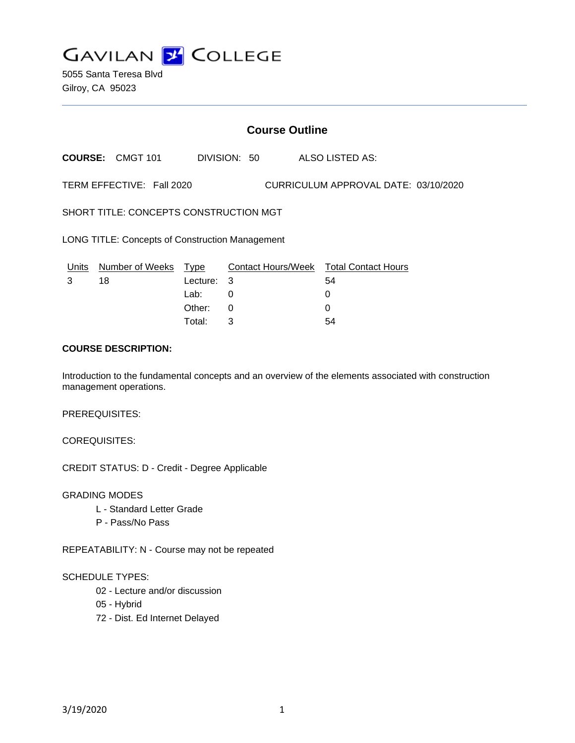GAVILAN COLLEGE

5055 Santa Teresa Blvd
Gilroy, CA 95023

## Course Outline

**COURSE:** CMGT 101 DIVISION: 50 ALSO LISTED AS:

TERM EFFECTIVE: Fall 2020 CURRICULUM APPROVAL DATE: 03/10/2020

SHORT TITLE: CONCEPTS CONSTRUCTION MGT

LONG TITLE: Concepts of Construction Management

| Units | Number of Weeks | Type | Contact Hours/Week | Total Contact Hours |
|---|---|---|---|---|
| 3 | 18 | Lecture: | 3 | 54 |
| | | Lab: | 0 | 0 |
| | | Other: | 0 | 0 |
| | | Total: | 3 | 54 |

**COURSE DESCRIPTION:**

Introduction to the fundamental concepts and an overview of the elements associated with construction management operations.

PREREQUISITES:

COREQUISITES:

CREDIT STATUS: D - Credit - Degree Applicable

GRADING MODES

- L - Standard Letter Grade
- P - Pass/No Pass

REPEATABILITY: N - Course may not be repeated

SCHEDULE TYPES:

- 02 - Lecture and/or discussion
- 05 - Hybrid
- 72 - Dist. Ed Internet Delayed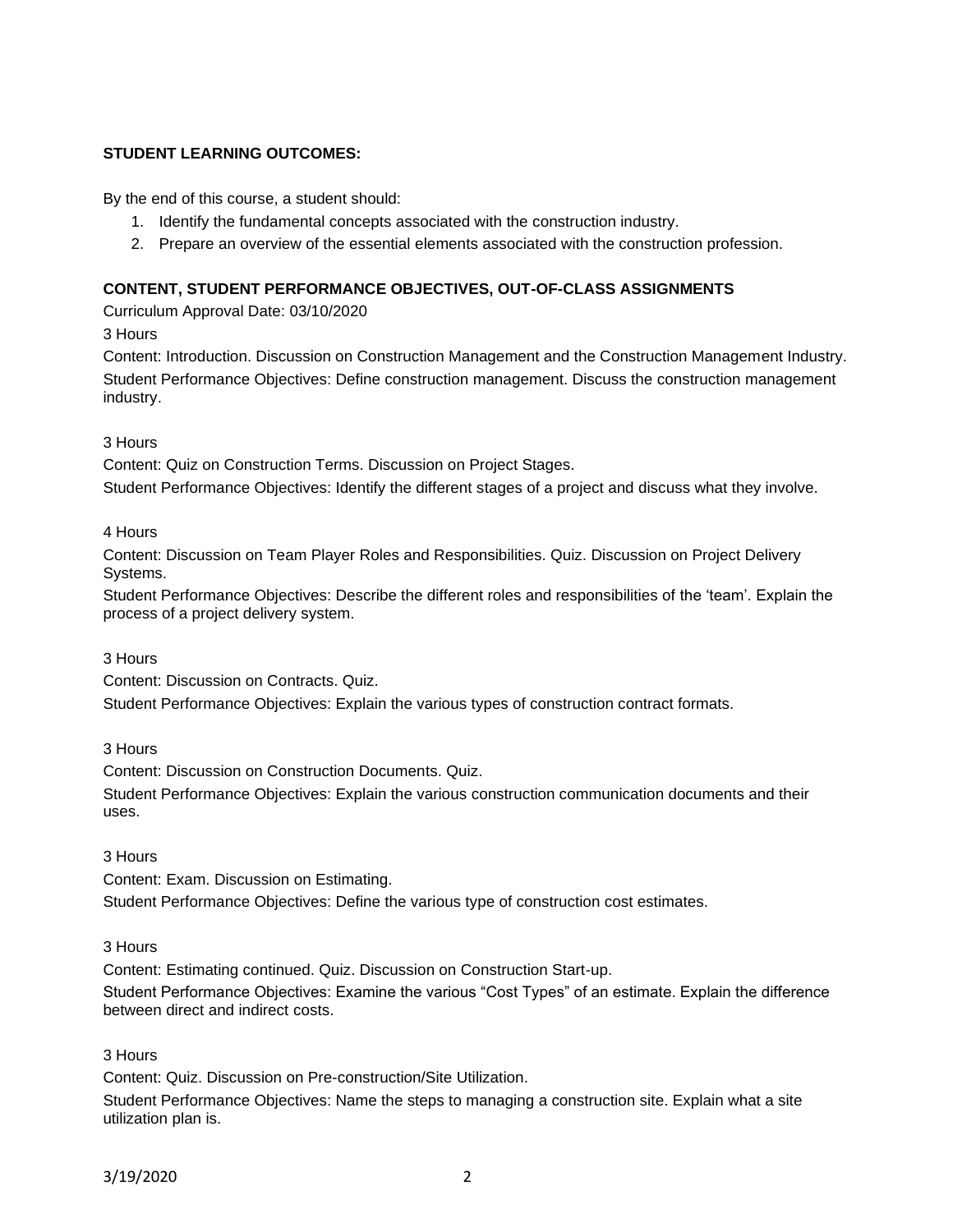**STUDENT LEARNING OUTCOMES:**

By the end of this course, a student should:

1. Identify the fundamental concepts associated with the construction industry.
2. Prepare an overview of the essential elements associated with the construction profession.

**CONTENT, STUDENT PERFORMANCE OBJECTIVES, OUT-OF-CLASS ASSIGNMENTS**

Curriculum Approval Date: 03/10/2020

3 Hours

Content: Introduction. Discussion on Construction Management and the Construction Management Industry.

Student Performance Objectives: Define construction management. Discuss the construction management industry.

3 Hours

Content: Quiz on Construction Terms. Discussion on Project Stages.

Student Performance Objectives: Identify the different stages of a project and discuss what they involve.

4 Hours

Content: Discussion on Team Player Roles and Responsibilities. Quiz. Discussion on Project Delivery Systems.

Student Performance Objectives: Describe the different roles and responsibilities of the 'team'. Explain the process of a project delivery system.

3 Hours

Content: Discussion on Contracts. Quiz.

Student Performance Objectives: Explain the various types of construction contract formats.

3 Hours

Content: Discussion on Construction Documents. Quiz.

Student Performance Objectives: Explain the various construction communication documents and their uses.

3 Hours

Content: Exam. Discussion on Estimating.

Student Performance Objectives: Define the various type of construction cost estimates.

3 Hours

Content: Estimating continued. Quiz. Discussion on Construction Start-up.

Student Performance Objectives: Examine the various "Cost Types" of an estimate. Explain the difference between direct and indirect costs.

3 Hours

Content: Quiz. Discussion on Pre-construction/Site Utilization.

Student Performance Objectives: Name the steps to managing a construction site. Explain what a site utilization plan is.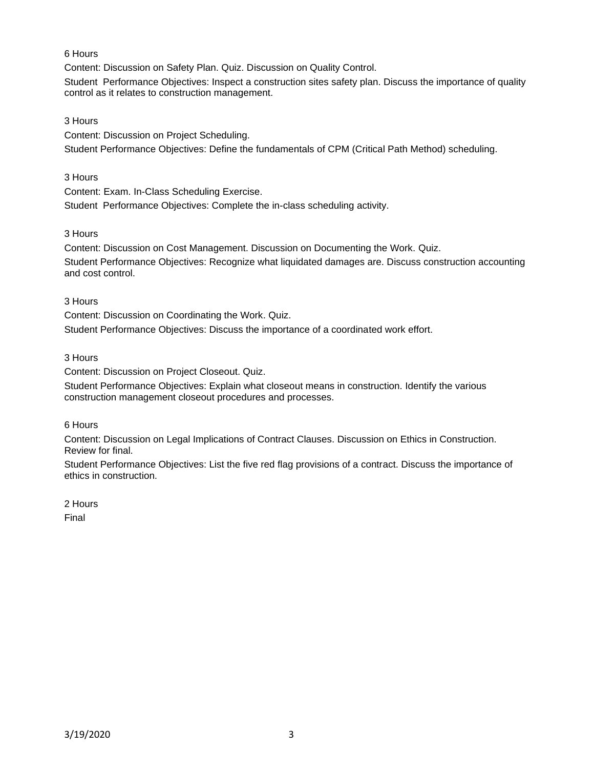6 Hours

Content: Discussion on Safety Plan. Quiz. Discussion on Quality Control.

Student Performance Objectives: Inspect a construction sites safety plan. Discuss the importance of quality control as it relates to construction management.

3 Hours

Content: Discussion on Project Scheduling.

Student Performance Objectives: Define the fundamentals of CPM (Critical Path Method) scheduling.

3 Hours

Content: Exam. In-Class Scheduling Exercise.

Student Performance Objectives: Complete the in-class scheduling activity.

3 Hours

Content: Discussion on Cost Management. Discussion on Documenting the Work. Quiz.

Student Performance Objectives: Recognize what liquidated damages are. Discuss construction accounting and cost control.

3 Hours

Content: Discussion on Coordinating the Work. Quiz.

Student Performance Objectives: Discuss the importance of a coordinated work effort.

3 Hours

Content: Discussion on Project Closeout. Quiz.

Student Performance Objectives: Explain what closeout means in construction. Identify the various construction management closeout procedures and processes.

6 Hours

Content: Discussion on Legal Implications of Contract Clauses. Discussion on Ethics in Construction. Review for final.

Student Performance Objectives: List the five red flag provisions of a contract. Discuss the importance of ethics in construction.

2 Hours

Final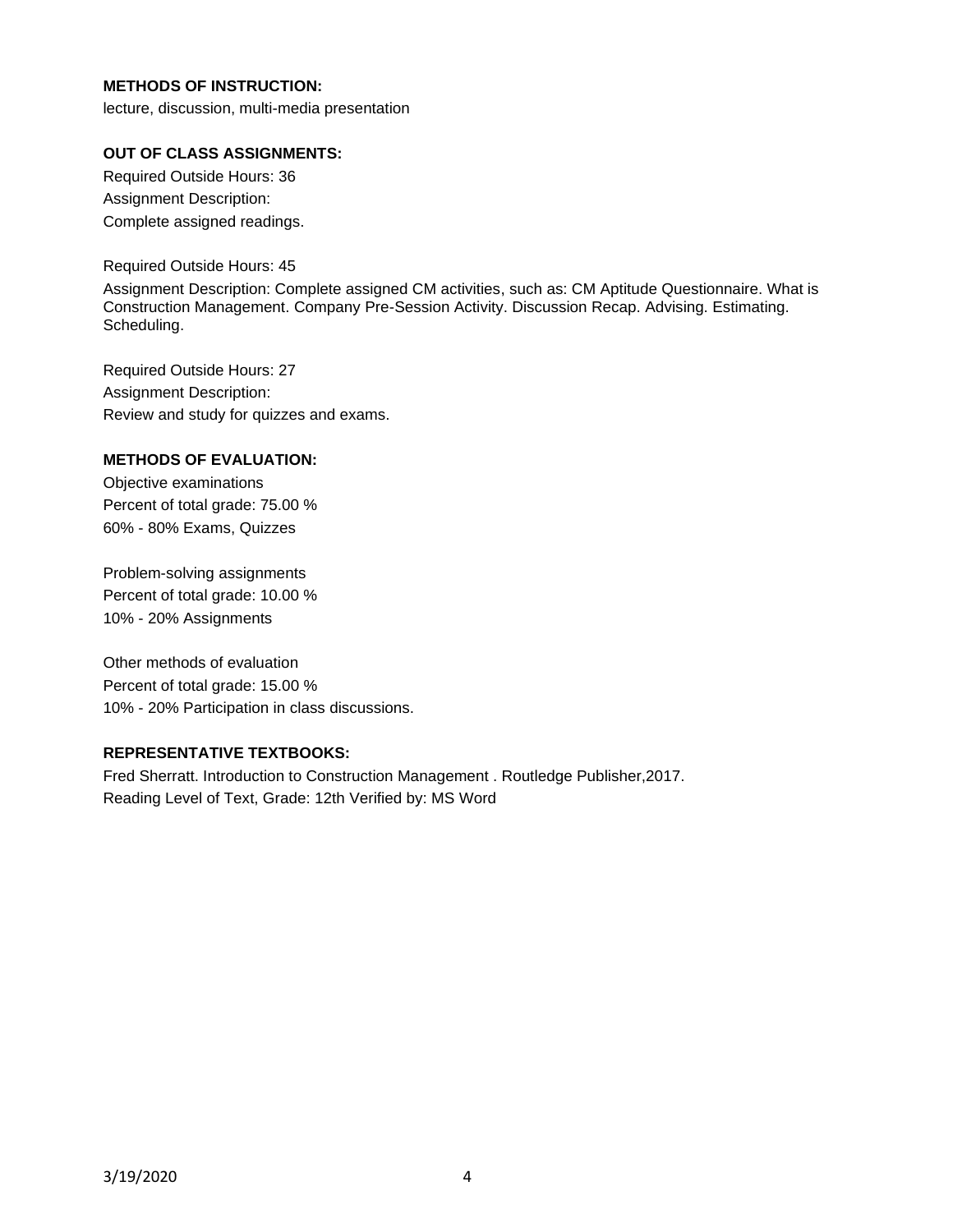**METHODS OF INSTRUCTION:**

lecture, discussion, multi-media presentation

**OUT OF CLASS ASSIGNMENTS:**

Required Outside Hours: 36

Assignment Description:

Complete assigned readings.

Required Outside Hours: 45

Assignment Description: Complete assigned CM activities, such as: CM Aptitude Questionnaire. What is Construction Management. Company Pre-Session Activity. Discussion Recap. Advising. Estimating. Scheduling.

Required Outside Hours: 27

Assignment Description:

Review and study for quizzes and exams.

**METHODS OF EVALUATION:**

Objective examinations

Percent of total grade: 75.00 %

60% - 80% Exams, Quizzes

Problem-solving assignments

Percent of total grade: 10.00 %

10% - 20% Assignments

Other methods of evaluation

Percent of total grade: 15.00 %

10% - 20% Participation in class discussions.

**REPRESENTATIVE TEXTBOOKS:**

Fred Sherratt. Introduction to Construction Management . Routledge Publisher,2017.

Reading Level of Text, Grade: 12th Verified by: MS Word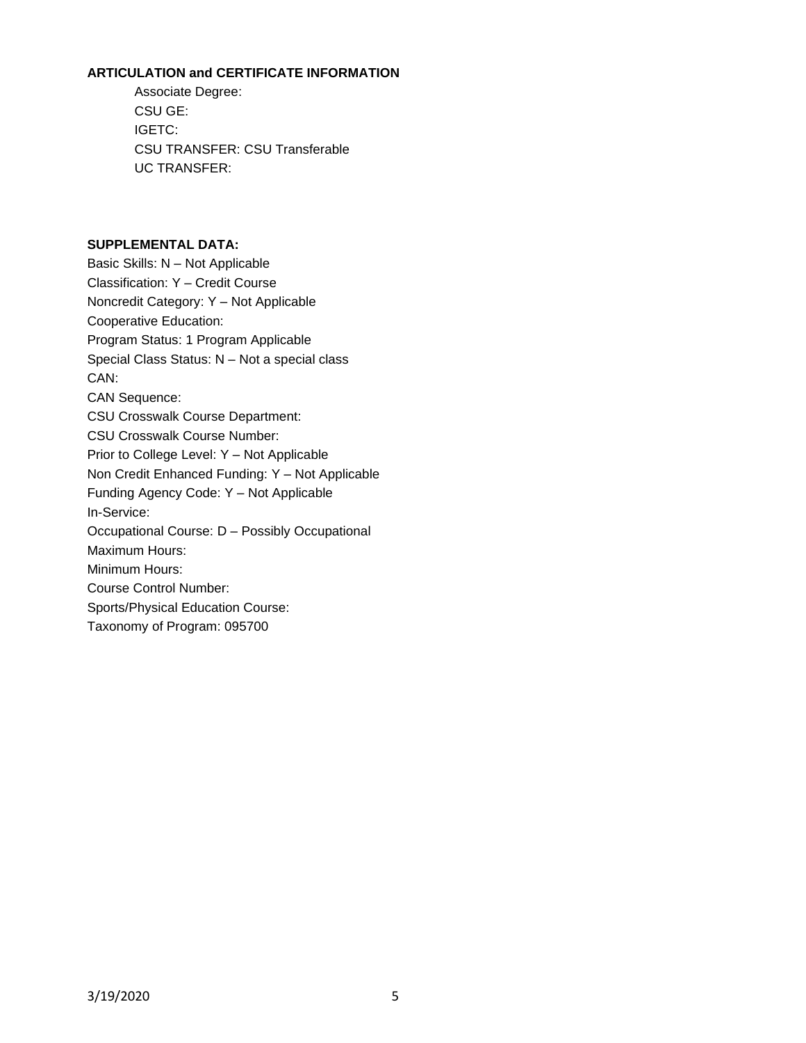**ARTICULATION and CERTIFICATE INFORMATION**

Associate Degree:
CSU GE:
IGETC:
CSU TRANSFER: CSU Transferable
UC TRANSFER:

**SUPPLEMENTAL DATA:**

Basic Skills: N – Not Applicable
Classification: Y – Credit Course
Noncredit Category: Y – Not Applicable
Cooperative Education:
Program Status: 1 Program Applicable
Special Class Status: N – Not a special class
CAN:
CAN Sequence:
CSU Crosswalk Course Department:
CSU Crosswalk Course Number:
Prior to College Level: Y – Not Applicable
Non Credit Enhanced Funding: Y – Not Applicable
Funding Agency Code: Y – Not Applicable
In-Service:
Occupational Course: D – Possibly Occupational
Maximum Hours:
Minimum Hours:
Course Control Number:
Sports/Physical Education Course:
Taxonomy of Program: 095700